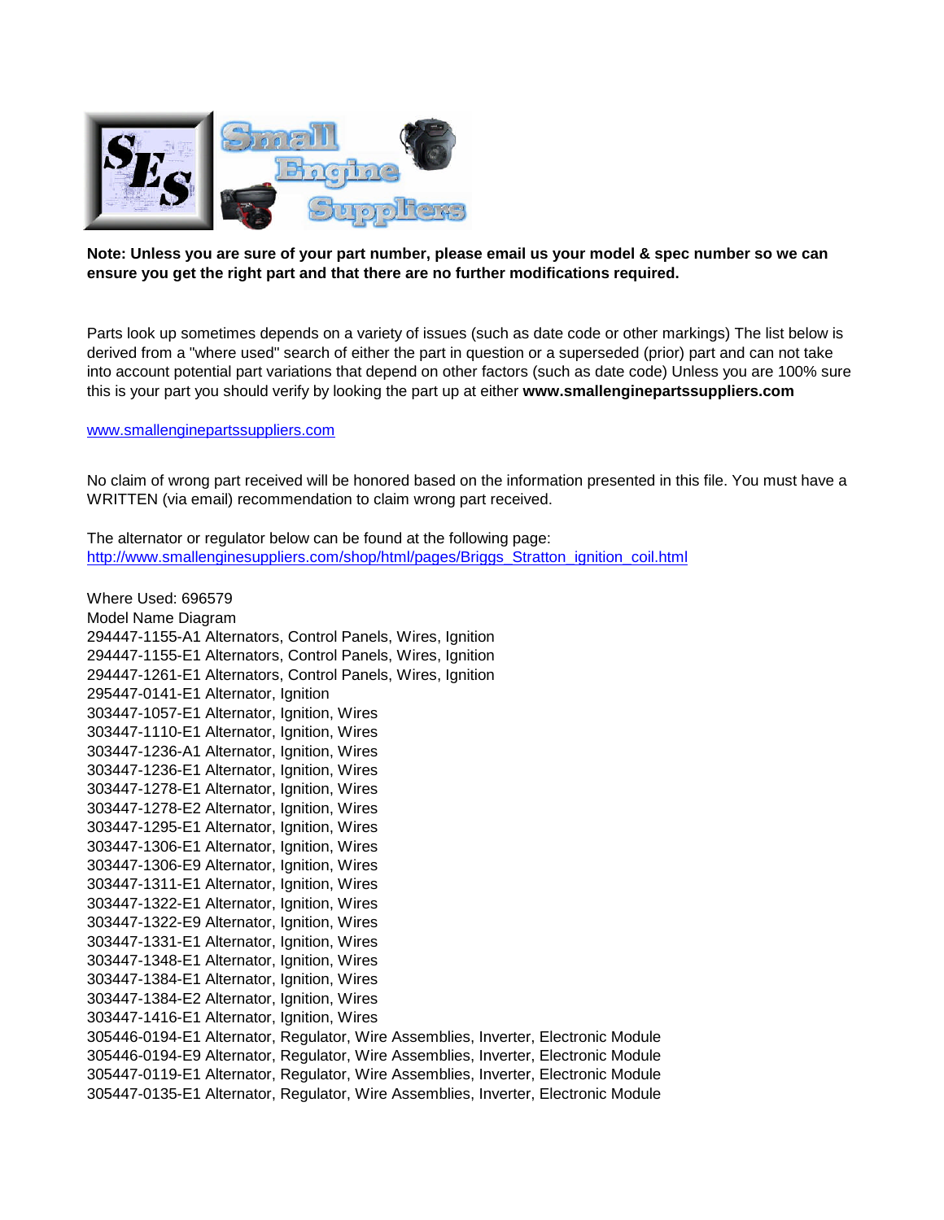**Note: Unless you are sure of your part number, please email us your model & spec number so we can ensure you get the right part and that there are no further modifications required.**

Parts look up sometimes depends on a variety of issues (such as date code or other markings) The list below is derived from a "where used" search of either the part in question or a superseded (prior) part and can not take into account potential part variations that depend on other factors (such as date code) Unless you are 100% sure this is your part you should verify by looking the part up at either **www.smallenginepartssuppliers.com**

[www.smallenginepartssuppliers.com](www.smallenginepartssuppliers.com)

No claim of wrong part received will be honored based on the information presented in this file. You must have a WRITTEN (via email) recommendation to claim wrong part received.

The alternator or regulator below can be found at the following page:
[http://www.smallenginesuppliers.com/shop/html/pages/Briggs_Stratton_ignition_coil.html](http://www.smallenginesuppliers.com/shop/html/pages/Briggs_Stratton_ignition_coil.html)

Where Used: 696579
Model Name Diagram
294447-1155-A1 Alternators, Control Panels, Wires, Ignition
294447-1155-E1 Alternators, Control Panels, Wires, Ignition
294447-1261-E1 Alternators, Control Panels, Wires, Ignition
295447-0141-E1 Alternator, Ignition
303447-1057-E1 Alternator, Ignition, Wires
303447-1110-E1 Alternator, Ignition, Wires
303447-1236-A1 Alternator, Ignition, Wires
303447-1236-E1 Alternator, Ignition, Wires
303447-1278-E1 Alternator, Ignition, Wires
303447-1278-E2 Alternator, Ignition, Wires
303447-1295-E1 Alternator, Ignition, Wires
303447-1306-E1 Alternator, Ignition, Wires
303447-1306-E9 Alternator, Ignition, Wires
303447-1311-E1 Alternator, Ignition, Wires
303447-1322-E1 Alternator, Ignition, Wires
303447-1322-E9 Alternator, Ignition, Wires
303447-1331-E1 Alternator, Ignition, Wires
303447-1348-E1 Alternator, Ignition, Wires
303447-1384-E1 Alternator, Ignition, Wires
303447-1384-E2 Alternator, Ignition, Wires
303447-1416-E1 Alternator, Ignition, Wires
305446-0194-E1 Alternator, Regulator, Wire Assemblies, Inverter, Electronic Module
305446-0194-E9 Alternator, Regulator, Wire Assemblies, Inverter, Electronic Module
305447-0119-E1 Alternator, Regulator, Wire Assemblies, Inverter, Electronic Module
305447-0135-E1 Alternator, Regulator, Wire Assemblies, Inverter, Electronic Module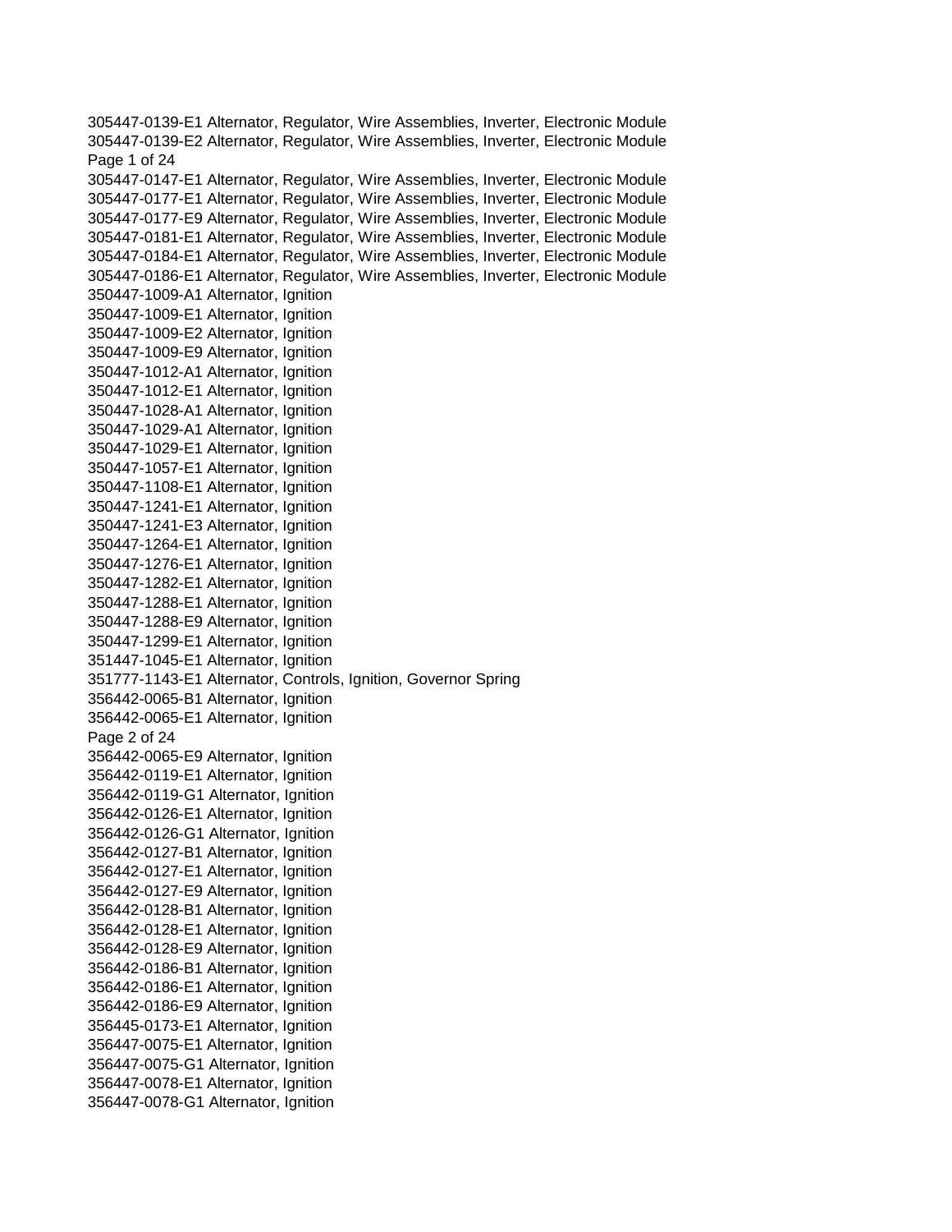305447-0139-E1 Alternator, Regulator, Wire Assemblies, Inverter, Electronic Module
305447-0139-E2 Alternator, Regulator, Wire Assemblies, Inverter, Electronic Module
305447-0147-E1 Alternator, Regulator, Wire Assemblies, Inverter, Electronic Module
305447-0177-E1 Alternator, Regulator, Wire Assemblies, Inverter, Electronic Module
305447-0177-E9 Alternator, Regulator, Wire Assemblies, Inverter, Electronic Module
305447-0181-E1 Alternator, Regulator, Wire Assemblies, Inverter, Electronic Module
305447-0184-E1 Alternator, Regulator, Wire Assemblies, Inverter, Electronic Module
305447-0186-E1 Alternator, Regulator, Wire Assemblies, Inverter, Electronic Module
350447-1009-A1 Alternator, Ignition
350447-1009-E1 Alternator, Ignition
350447-1009-E2 Alternator, Ignition
350447-1009-E9 Alternator, Ignition
350447-1012-A1 Alternator, Ignition
350447-1012-E1 Alternator, Ignition
350447-1028-A1 Alternator, Ignition
350447-1029-A1 Alternator, Ignition
350447-1029-E1 Alternator, Ignition
350447-1057-E1 Alternator, Ignition
350447-1108-E1 Alternator, Ignition
350447-1241-E1 Alternator, Ignition
350447-1241-E3 Alternator, Ignition
350447-1264-E1 Alternator, Ignition
350447-1276-E1 Alternator, Ignition
350447-1282-E1 Alternator, Ignition
350447-1288-E1 Alternator, Ignition
350447-1288-E9 Alternator, Ignition
350447-1299-E1 Alternator, Ignition
351447-1045-E1 Alternator, Ignition
351777-1143-E1 Alternator, Controls, Ignition, Governor Spring
356442-0065-B1 Alternator, Ignition
356442-0065-E1 Alternator, Ignition
356442-0065-E9 Alternator, Ignition
356442-0119-E1 Alternator, Ignition
356442-0119-G1 Alternator, Ignition
356442-0126-E1 Alternator, Ignition
356442-0126-G1 Alternator, Ignition
356442-0127-B1 Alternator, Ignition
356442-0127-E1 Alternator, Ignition
356442-0127-E9 Alternator, Ignition
356442-0128-B1 Alternator, Ignition
356442-0128-E1 Alternator, Ignition
356442-0128-E9 Alternator, Ignition
356442-0186-B1 Alternator, Ignition
356442-0186-E1 Alternator, Ignition
356442-0186-E9 Alternator, Ignition
356445-0173-E1 Alternator, Ignition
356447-0075-E1 Alternator, Ignition
356447-0075-G1 Alternator, Ignition
356447-0078-E1 Alternator, Ignition
356447-0078-G1 Alternator, Ignition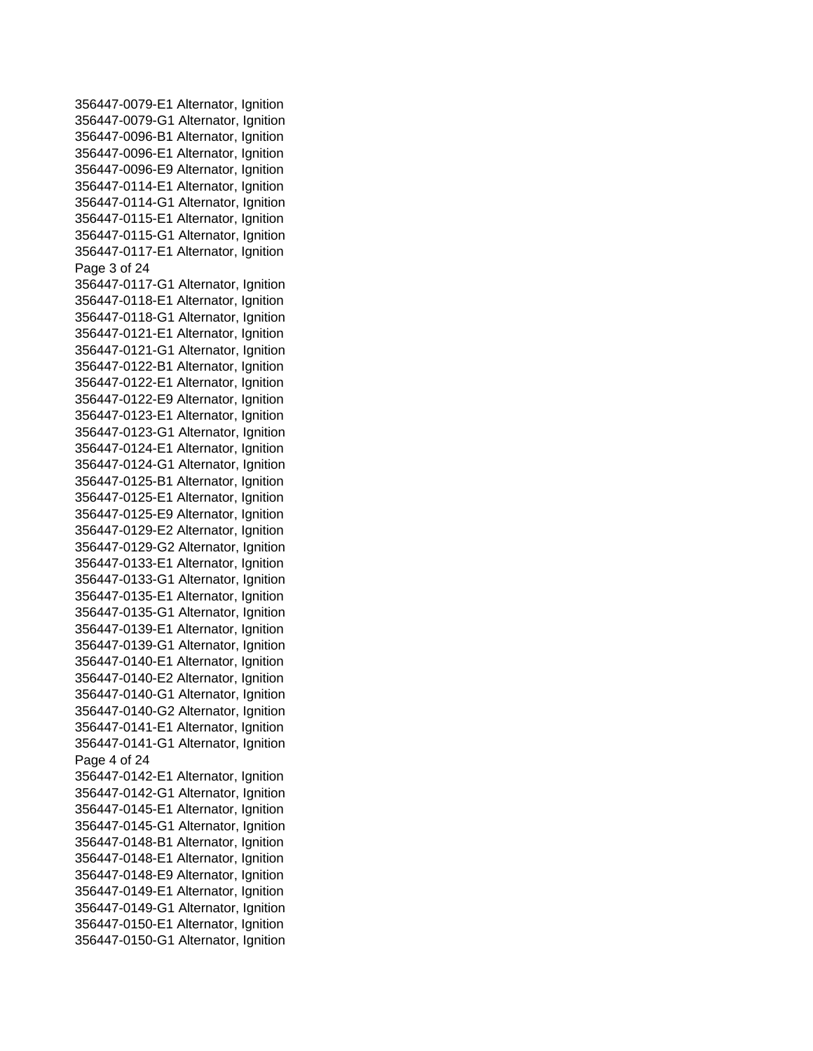356447-0079-E1 Alternator, Ignition
356447-0079-G1 Alternator, Ignition
356447-0096-B1 Alternator, Ignition
356447-0096-E1 Alternator, Ignition
356447-0096-E9 Alternator, Ignition
356447-0114-E1 Alternator, Ignition
356447-0114-G1 Alternator, Ignition
356447-0115-E1 Alternator, Ignition
356447-0115-G1 Alternator, Ignition
356447-0117-E1 Alternator, Ignition
356447-0117-G1 Alternator, Ignition
356447-0118-E1 Alternator, Ignition
356447-0118-G1 Alternator, Ignition
356447-0121-E1 Alternator, Ignition
356447-0121-G1 Alternator, Ignition
356447-0122-B1 Alternator, Ignition
356447-0122-E1 Alternator, Ignition
356447-0122-E9 Alternator, Ignition
356447-0123-E1 Alternator, Ignition
356447-0123-G1 Alternator, Ignition
356447-0124-E1 Alternator, Ignition
356447-0124-G1 Alternator, Ignition
356447-0125-B1 Alternator, Ignition
356447-0125-E1 Alternator, Ignition
356447-0125-E9 Alternator, Ignition
356447-0129-E2 Alternator, Ignition
356447-0129-G2 Alternator, Ignition
356447-0133-E1 Alternator, Ignition
356447-0133-G1 Alternator, Ignition
356447-0135-E1 Alternator, Ignition
356447-0135-G1 Alternator, Ignition
356447-0139-E1 Alternator, Ignition
356447-0139-G1 Alternator, Ignition
356447-0140-E1 Alternator, Ignition
356447-0140-E2 Alternator, Ignition
356447-0140-G1 Alternator, Ignition
356447-0140-G2 Alternator, Ignition
356447-0141-E1 Alternator, Ignition
356447-0141-G1 Alternator, Ignition
356447-0142-E1 Alternator, Ignition
356447-0142-G1 Alternator, Ignition
356447-0145-E1 Alternator, Ignition
356447-0145-G1 Alternator, Ignition
356447-0148-B1 Alternator, Ignition
356447-0148-E1 Alternator, Ignition
356447-0148-E9 Alternator, Ignition
356447-0149-E1 Alternator, Ignition
356447-0149-G1 Alternator, Ignition
356447-0150-E1 Alternator, Ignition
356447-0150-G1 Alternator, Ignition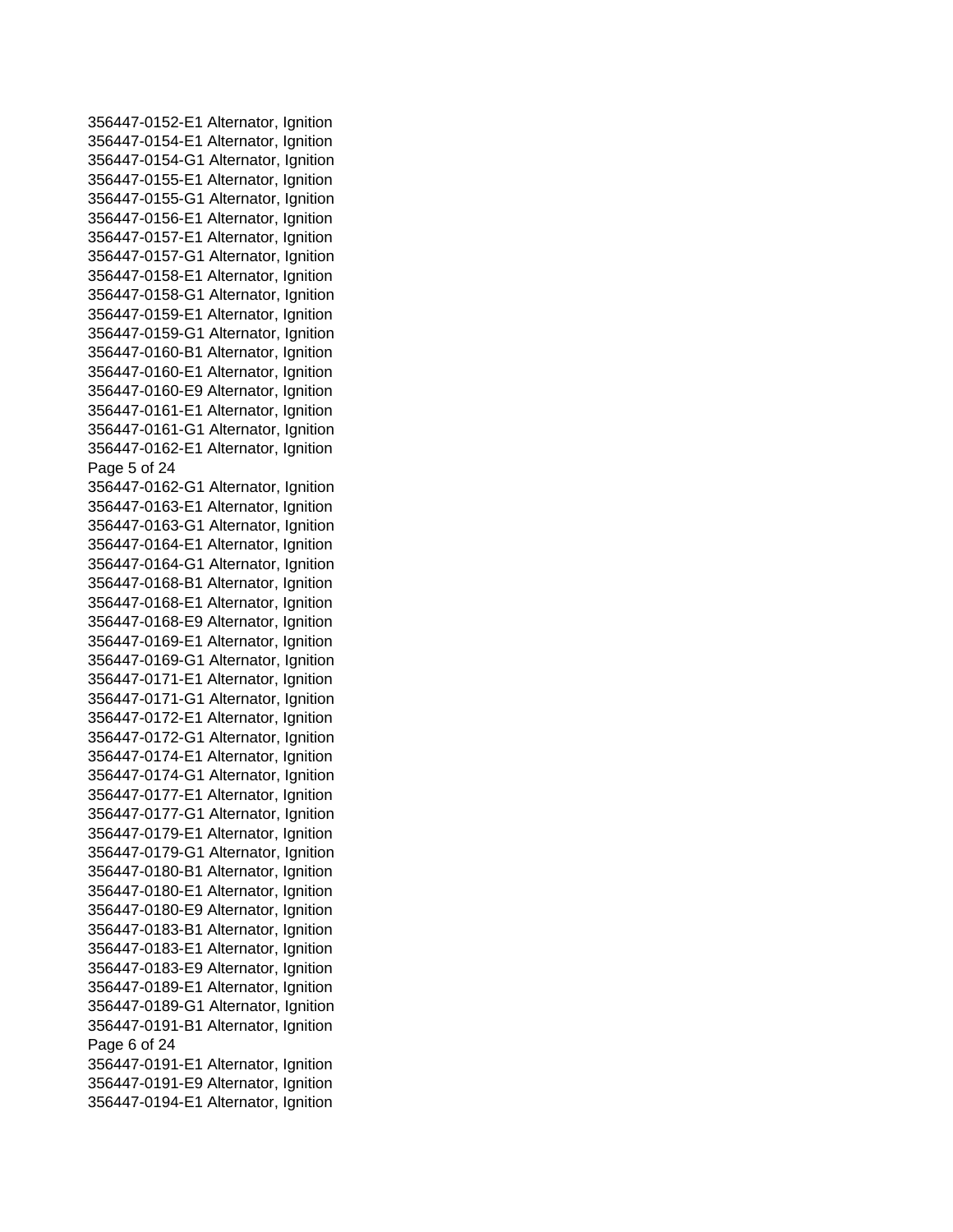356447-0152-E1 Alternator, Ignition
356447-0154-E1 Alternator, Ignition
356447-0154-G1 Alternator, Ignition
356447-0155-E1 Alternator, Ignition
356447-0155-G1 Alternator, Ignition
356447-0156-E1 Alternator, Ignition
356447-0157-E1 Alternator, Ignition
356447-0157-G1 Alternator, Ignition
356447-0158-E1 Alternator, Ignition
356447-0158-G1 Alternator, Ignition
356447-0159-E1 Alternator, Ignition
356447-0159-G1 Alternator, Ignition
356447-0160-B1 Alternator, Ignition
356447-0160-E1 Alternator, Ignition
356447-0160-E9 Alternator, Ignition
356447-0161-E1 Alternator, Ignition
356447-0161-G1 Alternator, Ignition
356447-0162-E1 Alternator, Ignition
356447-0162-G1 Alternator, Ignition
356447-0163-E1 Alternator, Ignition
356447-0163-G1 Alternator, Ignition
356447-0164-E1 Alternator, Ignition
356447-0164-G1 Alternator, Ignition
356447-0168-B1 Alternator, Ignition
356447-0168-E1 Alternator, Ignition
356447-0168-E9 Alternator, Ignition
356447-0169-E1 Alternator, Ignition
356447-0169-G1 Alternator, Ignition
356447-0171-E1 Alternator, Ignition
356447-0171-G1 Alternator, Ignition
356447-0172-E1 Alternator, Ignition
356447-0172-G1 Alternator, Ignition
356447-0174-E1 Alternator, Ignition
356447-0174-G1 Alternator, Ignition
356447-0177-E1 Alternator, Ignition
356447-0177-G1 Alternator, Ignition
356447-0179-E1 Alternator, Ignition
356447-0179-G1 Alternator, Ignition
356447-0180-B1 Alternator, Ignition
356447-0180-E1 Alternator, Ignition
356447-0180-E9 Alternator, Ignition
356447-0183-B1 Alternator, Ignition
356447-0183-E1 Alternator, Ignition
356447-0183-E9 Alternator, Ignition
356447-0189-E1 Alternator, Ignition
356447-0189-G1 Alternator, Ignition
356447-0191-B1 Alternator, Ignition
356447-0191-E1 Alternator, Ignition
356447-0191-E9 Alternator, Ignition
356447-0194-E1 Alternator, Ignition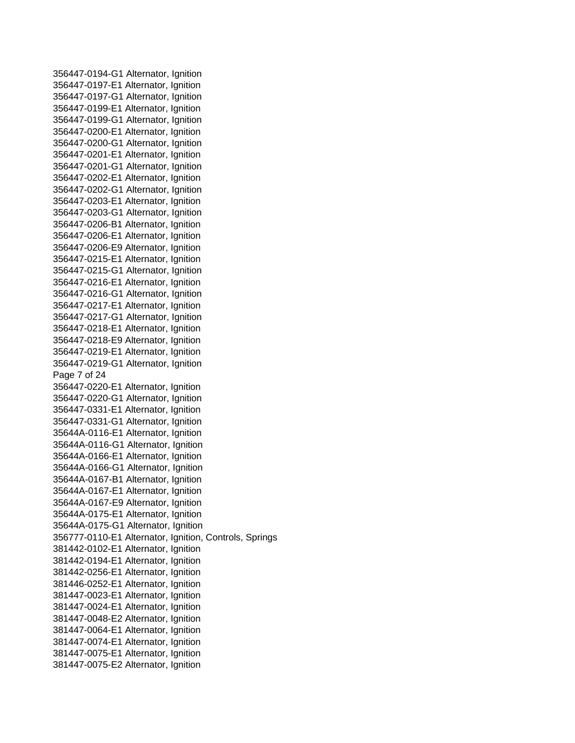356447-0194-G1 Alternator, Ignition
356447-0197-E1 Alternator, Ignition
356447-0197-G1 Alternator, Ignition
356447-0199-E1 Alternator, Ignition
356447-0199-G1 Alternator, Ignition
356447-0200-E1 Alternator, Ignition
356447-0200-G1 Alternator, Ignition
356447-0201-E1 Alternator, Ignition
356447-0201-G1 Alternator, Ignition
356447-0202-E1 Alternator, Ignition
356447-0202-G1 Alternator, Ignition
356447-0203-E1 Alternator, Ignition
356447-0203-G1 Alternator, Ignition
356447-0206-B1 Alternator, Ignition
356447-0206-E1 Alternator, Ignition
356447-0206-E9 Alternator, Ignition
356447-0215-E1 Alternator, Ignition
356447-0215-G1 Alternator, Ignition
356447-0216-E1 Alternator, Ignition
356447-0216-G1 Alternator, Ignition
356447-0217-E1 Alternator, Ignition
356447-0217-G1 Alternator, Ignition
356447-0218-E1 Alternator, Ignition
356447-0218-E9 Alternator, Ignition
356447-0219-E1 Alternator, Ignition
356447-0219-G1 Alternator, Ignition
356447-0220-E1 Alternator, Ignition
356447-0220-G1 Alternator, Ignition
356447-0331-E1 Alternator, Ignition
356447-0331-G1 Alternator, Ignition
35644A-0116-E1 Alternator, Ignition
35644A-0116-G1 Alternator, Ignition
35644A-0166-E1 Alternator, Ignition
35644A-0166-G1 Alternator, Ignition
35644A-0167-B1 Alternator, Ignition
35644A-0167-E1 Alternator, Ignition
35644A-0167-E9 Alternator, Ignition
35644A-0175-E1 Alternator, Ignition
35644A-0175-G1 Alternator, Ignition
356777-0110-E1 Alternator, Ignition, Controls, Springs
381442-0102-E1 Alternator, Ignition
381442-0194-E1 Alternator, Ignition
381442-0256-E1 Alternator, Ignition
381446-0252-E1 Alternator, Ignition
381447-0023-E1 Alternator, Ignition
381447-0024-E1 Alternator, Ignition
381447-0048-E2 Alternator, Ignition
381447-0064-E1 Alternator, Ignition
381447-0074-E1 Alternator, Ignition
381447-0075-E1 Alternator, Ignition
381447-0075-E2 Alternator, Ignition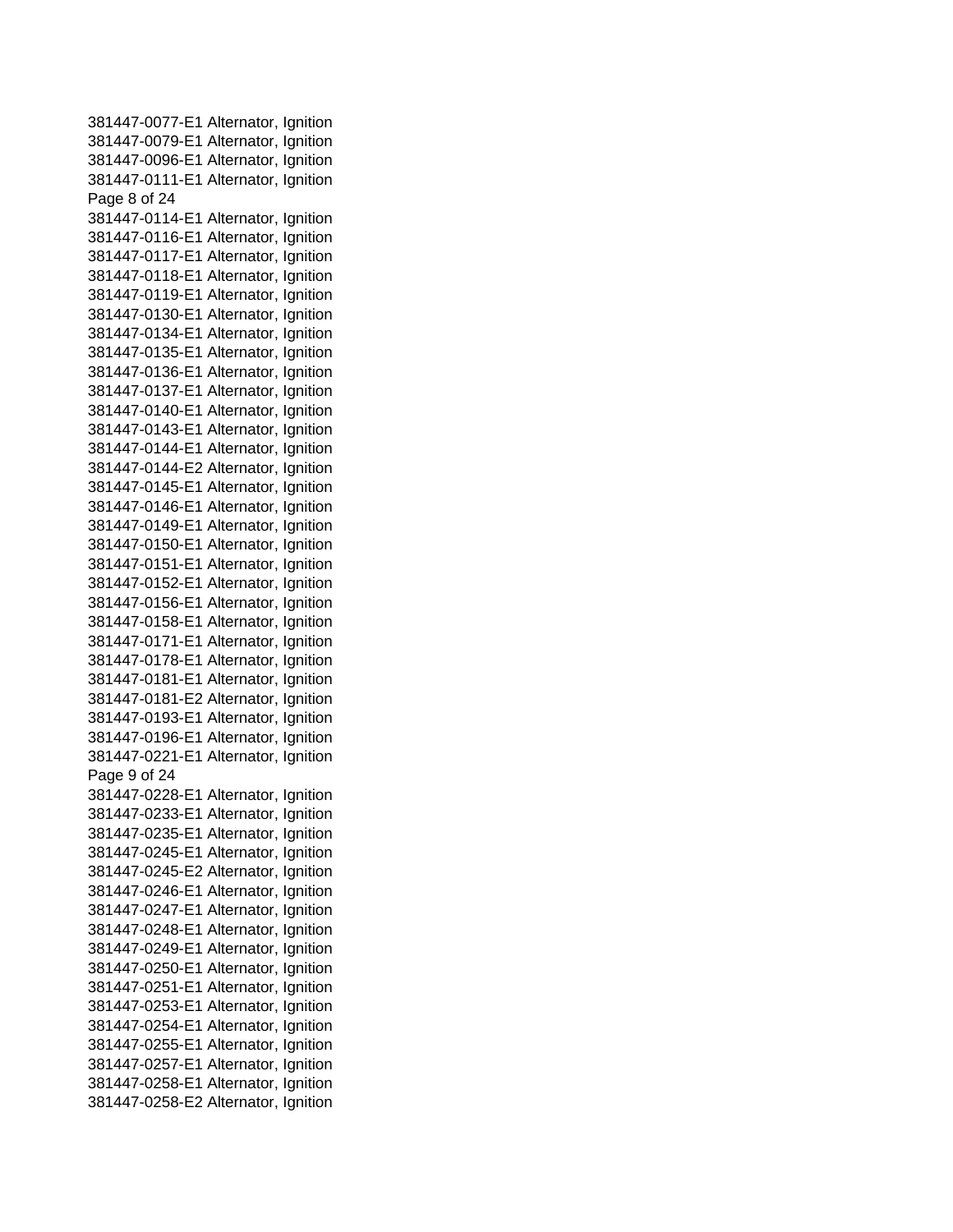381447-0077-E1 Alternator, Ignition
381447-0079-E1 Alternator, Ignition
381447-0096-E1 Alternator, Ignition
381447-0111-E1 Alternator, Ignition
381447-0114-E1 Alternator, Ignition
381447-0116-E1 Alternator, Ignition
381447-0117-E1 Alternator, Ignition
381447-0118-E1 Alternator, Ignition
381447-0119-E1 Alternator, Ignition
381447-0130-E1 Alternator, Ignition
381447-0134-E1 Alternator, Ignition
381447-0135-E1 Alternator, Ignition
381447-0136-E1 Alternator, Ignition
381447-0137-E1 Alternator, Ignition
381447-0140-E1 Alternator, Ignition
381447-0143-E1 Alternator, Ignition
381447-0144-E1 Alternator, Ignition
381447-0144-E2 Alternator, Ignition
381447-0145-E1 Alternator, Ignition
381447-0146-E1 Alternator, Ignition
381447-0149-E1 Alternator, Ignition
381447-0150-E1 Alternator, Ignition
381447-0151-E1 Alternator, Ignition
381447-0152-E1 Alternator, Ignition
381447-0156-E1 Alternator, Ignition
381447-0158-E1 Alternator, Ignition
381447-0171-E1 Alternator, Ignition
381447-0178-E1 Alternator, Ignition
381447-0181-E1 Alternator, Ignition
381447-0181-E2 Alternator, Ignition
381447-0193-E1 Alternator, Ignition
381447-0196-E1 Alternator, Ignition
381447-0221-E1 Alternator, Ignition
381447-0228-E1 Alternator, Ignition
381447-0233-E1 Alternator, Ignition
381447-0235-E1 Alternator, Ignition
381447-0245-E1 Alternator, Ignition
381447-0245-E2 Alternator, Ignition
381447-0246-E1 Alternator, Ignition
381447-0247-E1 Alternator, Ignition
381447-0248-E1 Alternator, Ignition
381447-0249-E1 Alternator, Ignition
381447-0250-E1 Alternator, Ignition
381447-0251-E1 Alternator, Ignition
381447-0253-E1 Alternator, Ignition
381447-0254-E1 Alternator, Ignition
381447-0255-E1 Alternator, Ignition
381447-0257-E1 Alternator, Ignition
381447-0258-E1 Alternator, Ignition
381447-0258-E2 Alternator, Ignition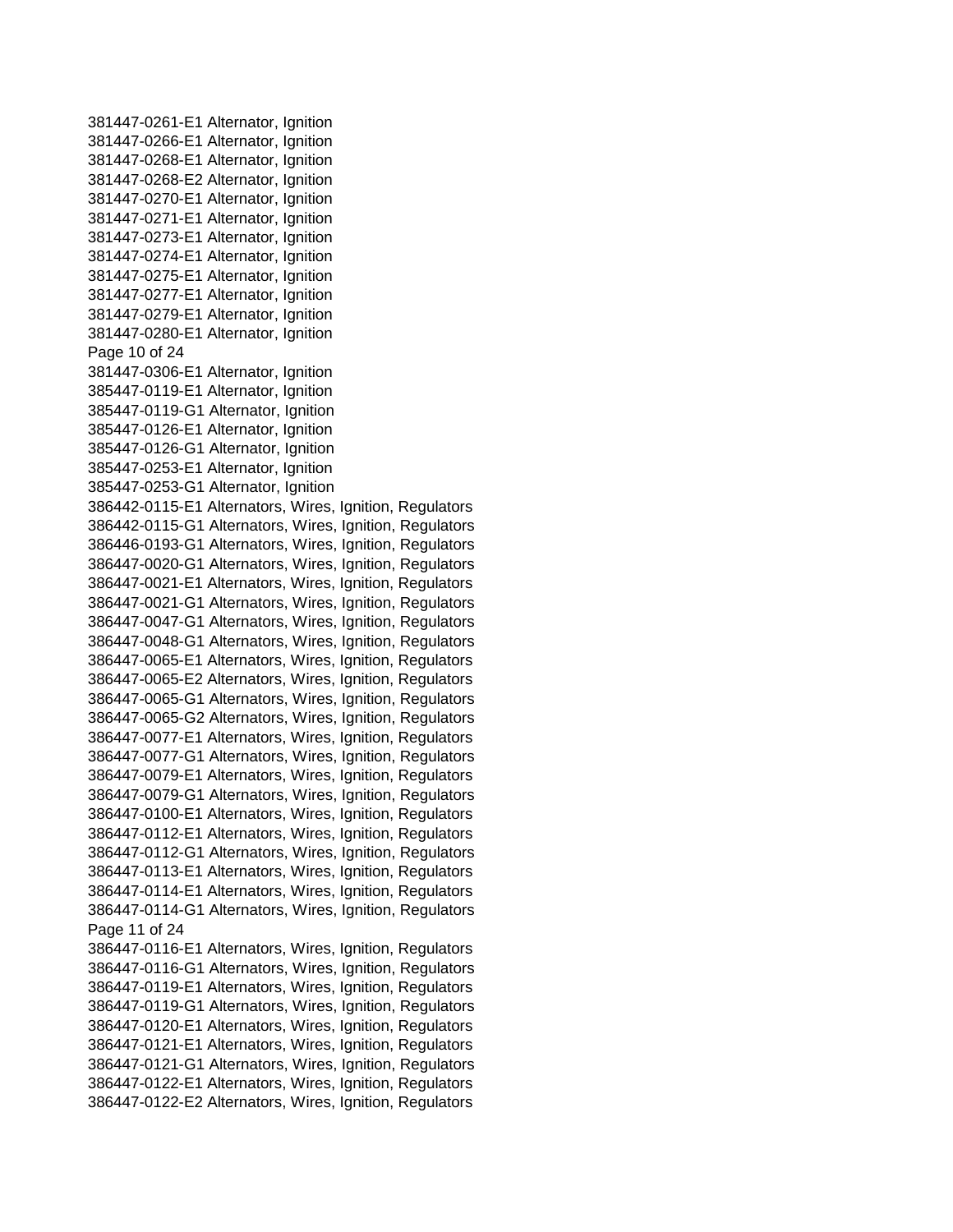381447-0261-E1 Alternator, Ignition
381447-0266-E1 Alternator, Ignition
381447-0268-E1 Alternator, Ignition
381447-0268-E2 Alternator, Ignition
381447-0270-E1 Alternator, Ignition
381447-0271-E1 Alternator, Ignition
381447-0273-E1 Alternator, Ignition
381447-0274-E1 Alternator, Ignition
381447-0275-E1 Alternator, Ignition
381447-0277-E1 Alternator, Ignition
381447-0279-E1 Alternator, Ignition
381447-0280-E1 Alternator, Ignition
381447-0306-E1 Alternator, Ignition
385447-0119-E1 Alternator, Ignition
385447-0119-G1 Alternator, Ignition
385447-0126-E1 Alternator, Ignition
385447-0126-G1 Alternator, Ignition
385447-0253-E1 Alternator, Ignition
385447-0253-G1 Alternator, Ignition
386442-0115-E1 Alternators, Wires, Ignition, Regulators
386442-0115-G1 Alternators, Wires, Ignition, Regulators
386446-0193-G1 Alternators, Wires, Ignition, Regulators
386447-0020-G1 Alternators, Wires, Ignition, Regulators
386447-0021-E1 Alternators, Wires, Ignition, Regulators
386447-0021-G1 Alternators, Wires, Ignition, Regulators
386447-0047-G1 Alternators, Wires, Ignition, Regulators
386447-0048-G1 Alternators, Wires, Ignition, Regulators
386447-0065-E1 Alternators, Wires, Ignition, Regulators
386447-0065-E2 Alternators, Wires, Ignition, Regulators
386447-0065-G1 Alternators, Wires, Ignition, Regulators
386447-0065-G2 Alternators, Wires, Ignition, Regulators
386447-0077-E1 Alternators, Wires, Ignition, Regulators
386447-0077-G1 Alternators, Wires, Ignition, Regulators
386447-0079-E1 Alternators, Wires, Ignition, Regulators
386447-0079-G1 Alternators, Wires, Ignition, Regulators
386447-0100-E1 Alternators, Wires, Ignition, Regulators
386447-0112-E1 Alternators, Wires, Ignition, Regulators
386447-0112-G1 Alternators, Wires, Ignition, Regulators
386447-0113-E1 Alternators, Wires, Ignition, Regulators
386447-0114-E1 Alternators, Wires, Ignition, Regulators
386447-0114-G1 Alternators, Wires, Ignition, Regulators
386447-0116-E1 Alternators, Wires, Ignition, Regulators
386447-0116-G1 Alternators, Wires, Ignition, Regulators
386447-0119-E1 Alternators, Wires, Ignition, Regulators
386447-0119-G1 Alternators, Wires, Ignition, Regulators
386447-0120-E1 Alternators, Wires, Ignition, Regulators
386447-0121-E1 Alternators, Wires, Ignition, Regulators
386447-0121-G1 Alternators, Wires, Ignition, Regulators
386447-0122-E1 Alternators, Wires, Ignition, Regulators
386447-0122-E2 Alternators, Wires, Ignition, Regulators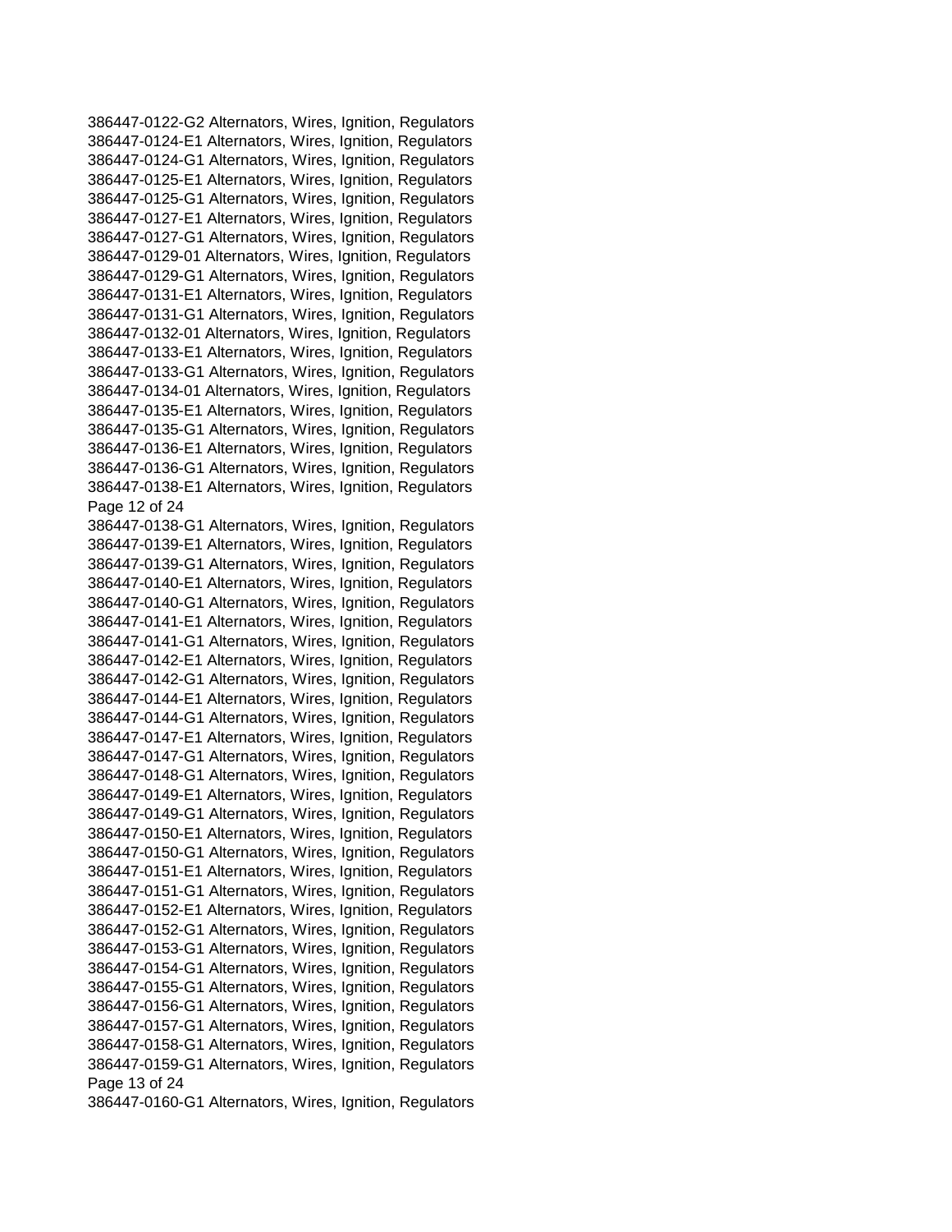386447-0122-G2 Alternators, Wires, Ignition, Regulators
386447-0124-E1 Alternators, Wires, Ignition, Regulators
386447-0124-G1 Alternators, Wires, Ignition, Regulators
386447-0125-E1 Alternators, Wires, Ignition, Regulators
386447-0125-G1 Alternators, Wires, Ignition, Regulators
386447-0127-E1 Alternators, Wires, Ignition, Regulators
386447-0127-G1 Alternators, Wires, Ignition, Regulators
386447-0129-01 Alternators, Wires, Ignition, Regulators
386447-0129-G1 Alternators, Wires, Ignition, Regulators
386447-0131-E1 Alternators, Wires, Ignition, Regulators
386447-0131-G1 Alternators, Wires, Ignition, Regulators
386447-0132-01 Alternators, Wires, Ignition, Regulators
386447-0133-E1 Alternators, Wires, Ignition, Regulators
386447-0133-G1 Alternators, Wires, Ignition, Regulators
386447-0134-01 Alternators, Wires, Ignition, Regulators
386447-0135-E1 Alternators, Wires, Ignition, Regulators
386447-0135-G1 Alternators, Wires, Ignition, Regulators
386447-0136-E1 Alternators, Wires, Ignition, Regulators
386447-0136-G1 Alternators, Wires, Ignition, Regulators
386447-0138-E1 Alternators, Wires, Ignition, Regulators
386447-0138-G1 Alternators, Wires, Ignition, Regulators
386447-0139-E1 Alternators, Wires, Ignition, Regulators
386447-0139-G1 Alternators, Wires, Ignition, Regulators
386447-0140-E1 Alternators, Wires, Ignition, Regulators
386447-0140-G1 Alternators, Wires, Ignition, Regulators
386447-0141-E1 Alternators, Wires, Ignition, Regulators
386447-0141-G1 Alternators, Wires, Ignition, Regulators
386447-0142-E1 Alternators, Wires, Ignition, Regulators
386447-0142-G1 Alternators, Wires, Ignition, Regulators
386447-0144-E1 Alternators, Wires, Ignition, Regulators
386447-0144-G1 Alternators, Wires, Ignition, Regulators
386447-0147-E1 Alternators, Wires, Ignition, Regulators
386447-0147-G1 Alternators, Wires, Ignition, Regulators
386447-0148-G1 Alternators, Wires, Ignition, Regulators
386447-0149-E1 Alternators, Wires, Ignition, Regulators
386447-0149-G1 Alternators, Wires, Ignition, Regulators
386447-0150-E1 Alternators, Wires, Ignition, Regulators
386447-0150-G1 Alternators, Wires, Ignition, Regulators
386447-0151-E1 Alternators, Wires, Ignition, Regulators
386447-0151-G1 Alternators, Wires, Ignition, Regulators
386447-0152-E1 Alternators, Wires, Ignition, Regulators
386447-0152-G1 Alternators, Wires, Ignition, Regulators
386447-0153-G1 Alternators, Wires, Ignition, Regulators
386447-0154-G1 Alternators, Wires, Ignition, Regulators
386447-0155-G1 Alternators, Wires, Ignition, Regulators
386447-0156-G1 Alternators, Wires, Ignition, Regulators
386447-0157-G1 Alternators, Wires, Ignition, Regulators
386447-0158-G1 Alternators, Wires, Ignition, Regulators
386447-0159-G1 Alternators, Wires, Ignition, Regulators
386447-0160-G1 Alternators, Wires, Ignition, Regulators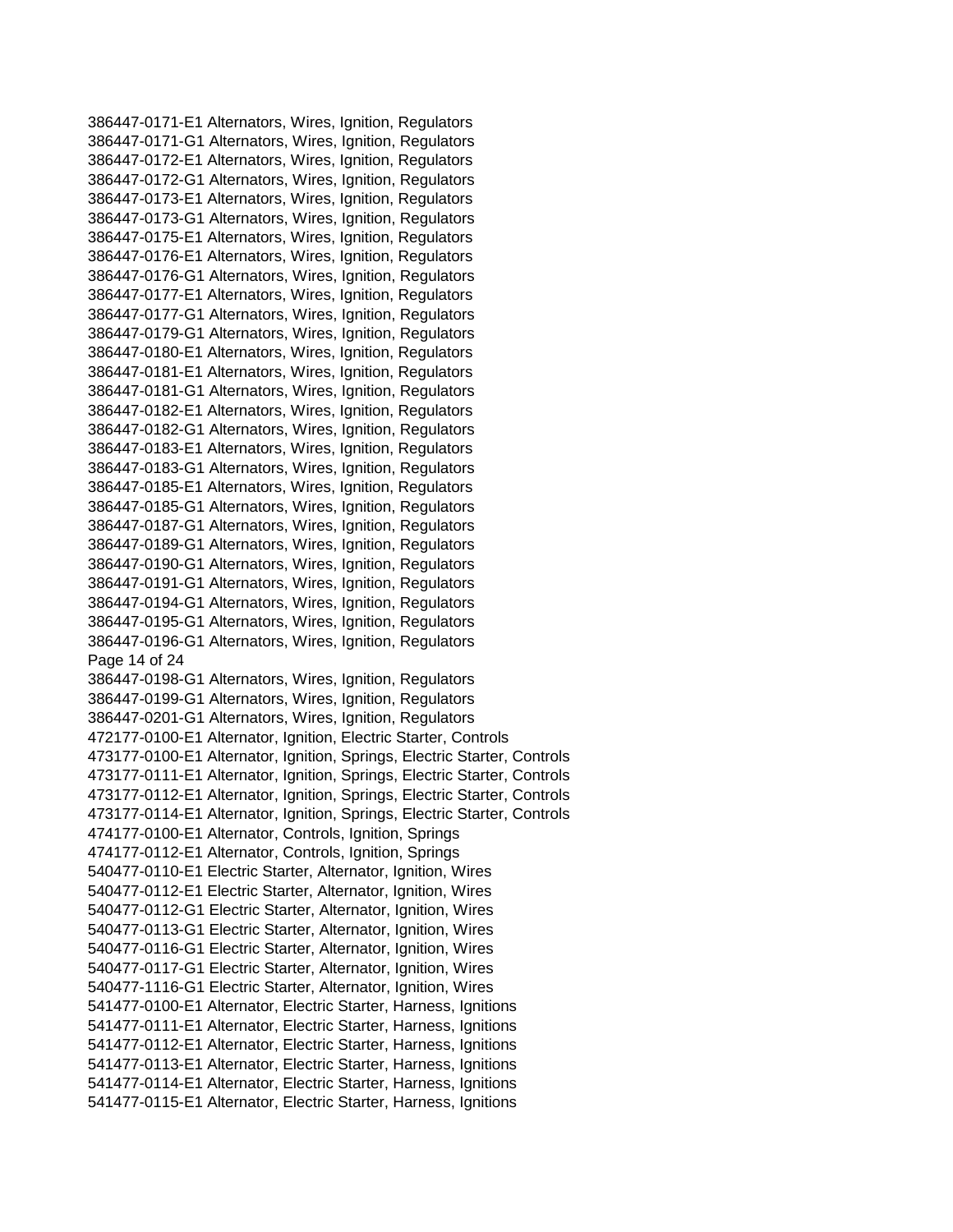386447-0171-E1 Alternators, Wires, Ignition, Regulators
386447-0171-G1 Alternators, Wires, Ignition, Regulators
386447-0172-E1 Alternators, Wires, Ignition, Regulators
386447-0172-G1 Alternators, Wires, Ignition, Regulators
386447-0173-E1 Alternators, Wires, Ignition, Regulators
386447-0173-G1 Alternators, Wires, Ignition, Regulators
386447-0175-E1 Alternators, Wires, Ignition, Regulators
386447-0176-E1 Alternators, Wires, Ignition, Regulators
386447-0176-G1 Alternators, Wires, Ignition, Regulators
386447-0177-E1 Alternators, Wires, Ignition, Regulators
386447-0177-G1 Alternators, Wires, Ignition, Regulators
386447-0179-G1 Alternators, Wires, Ignition, Regulators
386447-0180-E1 Alternators, Wires, Ignition, Regulators
386447-0181-E1 Alternators, Wires, Ignition, Regulators
386447-0181-G1 Alternators, Wires, Ignition, Regulators
386447-0182-E1 Alternators, Wires, Ignition, Regulators
386447-0182-G1 Alternators, Wires, Ignition, Regulators
386447-0183-E1 Alternators, Wires, Ignition, Regulators
386447-0183-G1 Alternators, Wires, Ignition, Regulators
386447-0185-E1 Alternators, Wires, Ignition, Regulators
386447-0185-G1 Alternators, Wires, Ignition, Regulators
386447-0187-G1 Alternators, Wires, Ignition, Regulators
386447-0189-G1 Alternators, Wires, Ignition, Regulators
386447-0190-G1 Alternators, Wires, Ignition, Regulators
386447-0191-G1 Alternators, Wires, Ignition, Regulators
386447-0194-G1 Alternators, Wires, Ignition, Regulators
386447-0195-G1 Alternators, Wires, Ignition, Regulators
386447-0196-G1 Alternators, Wires, Ignition, Regulators
386447-0198-G1 Alternators, Wires, Ignition, Regulators
386447-0199-G1 Alternators, Wires, Ignition, Regulators
386447-0201-G1 Alternators, Wires, Ignition, Regulators
472177-0100-E1 Alternator, Ignition, Electric Starter, Controls
473177-0100-E1 Alternator, Ignition, Springs, Electric Starter, Controls
473177-0111-E1 Alternator, Ignition, Springs, Electric Starter, Controls
473177-0112-E1 Alternator, Ignition, Springs, Electric Starter, Controls
473177-0114-E1 Alternator, Ignition, Springs, Electric Starter, Controls
474177-0100-E1 Alternator, Controls, Ignition, Springs
474177-0112-E1 Alternator, Controls, Ignition, Springs
540477-0110-E1 Electric Starter, Alternator, Ignition, Wires
540477-0112-E1 Electric Starter, Alternator, Ignition, Wires
540477-0112-G1 Electric Starter, Alternator, Ignition, Wires
540477-0113-G1 Electric Starter, Alternator, Ignition, Wires
540477-0116-G1 Electric Starter, Alternator, Ignition, Wires
540477-0117-G1 Electric Starter, Alternator, Ignition, Wires
540477-1116-G1 Electric Starter, Alternator, Ignition, Wires
541477-0100-E1 Alternator, Electric Starter, Harness, Ignitions
541477-0111-E1 Alternator, Electric Starter, Harness, Ignitions
541477-0112-E1 Alternator, Electric Starter, Harness, Ignitions
541477-0113-E1 Alternator, Electric Starter, Harness, Ignitions
541477-0114-E1 Alternator, Electric Starter, Harness, Ignitions
541477-0115-E1 Alternator, Electric Starter, Harness, Ignitions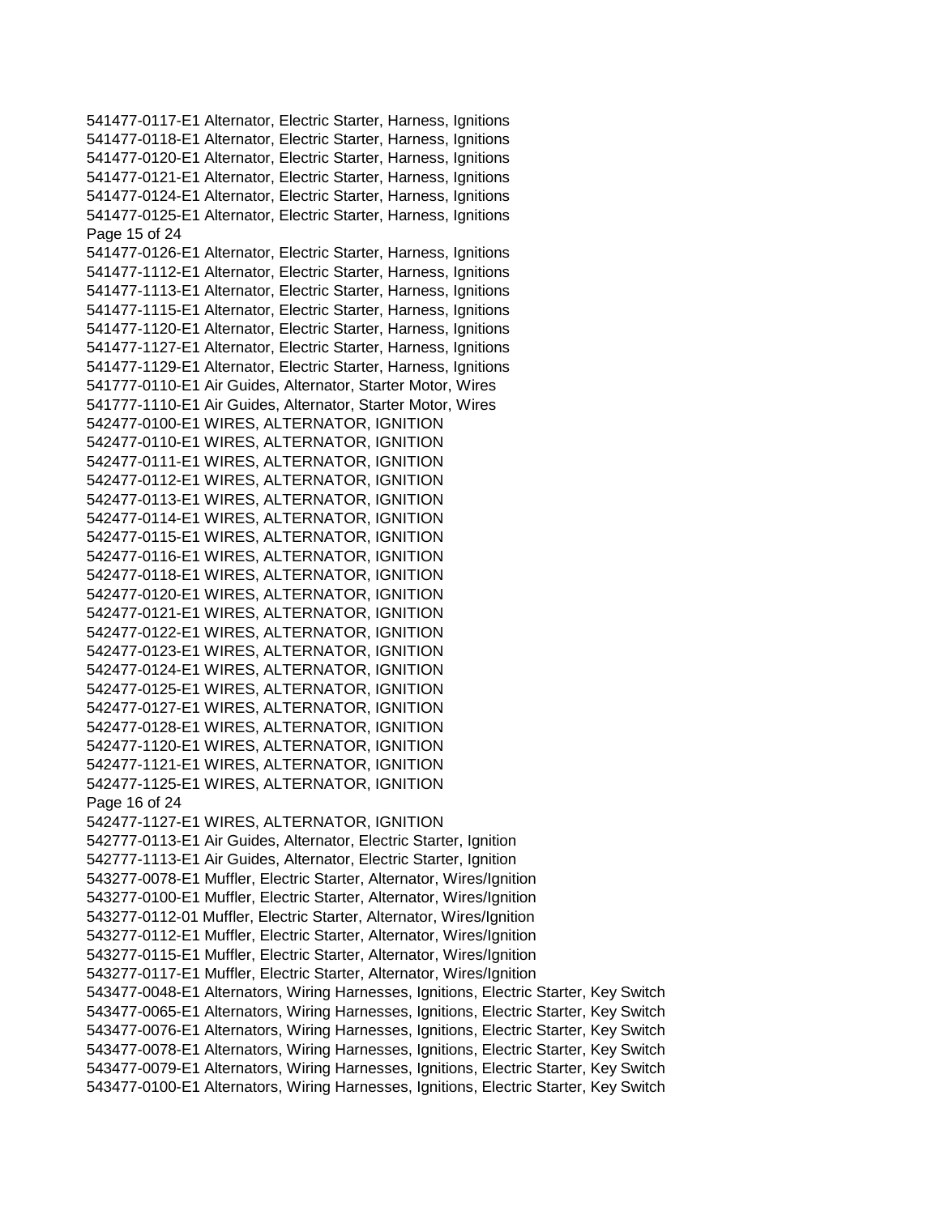541477-0117-E1 Alternator, Electric Starter, Harness, Ignitions
541477-0118-E1 Alternator, Electric Starter, Harness, Ignitions
541477-0120-E1 Alternator, Electric Starter, Harness, Ignitions
541477-0121-E1 Alternator, Electric Starter, Harness, Ignitions
541477-0124-E1 Alternator, Electric Starter, Harness, Ignitions
541477-0125-E1 Alternator, Electric Starter, Harness, Ignitions
541477-0126-E1 Alternator, Electric Starter, Harness, Ignitions
541477-1112-E1 Alternator, Electric Starter, Harness, Ignitions
541477-1113-E1 Alternator, Electric Starter, Harness, Ignitions
541477-1115-E1 Alternator, Electric Starter, Harness, Ignitions
541477-1120-E1 Alternator, Electric Starter, Harness, Ignitions
541477-1127-E1 Alternator, Electric Starter, Harness, Ignitions
541477-1129-E1 Alternator, Electric Starter, Harness, Ignitions
541777-0110-E1 Air Guides, Alternator, Starter Motor, Wires
541777-1110-E1 Air Guides, Alternator, Starter Motor, Wires
542477-0100-E1 WIRES, ALTERNATOR, IGNITION
542477-0110-E1 WIRES, ALTERNATOR, IGNITION
542477-0111-E1 WIRES, ALTERNATOR, IGNITION
542477-0112-E1 WIRES, ALTERNATOR, IGNITION
542477-0113-E1 WIRES, ALTERNATOR, IGNITION
542477-0114-E1 WIRES, ALTERNATOR, IGNITION
542477-0115-E1 WIRES, ALTERNATOR, IGNITION
542477-0116-E1 WIRES, ALTERNATOR, IGNITION
542477-0118-E1 WIRES, ALTERNATOR, IGNITION
542477-0120-E1 WIRES, ALTERNATOR, IGNITION
542477-0121-E1 WIRES, ALTERNATOR, IGNITION
542477-0122-E1 WIRES, ALTERNATOR, IGNITION
542477-0123-E1 WIRES, ALTERNATOR, IGNITION
542477-0124-E1 WIRES, ALTERNATOR, IGNITION
542477-0125-E1 WIRES, ALTERNATOR, IGNITION
542477-0127-E1 WIRES, ALTERNATOR, IGNITION
542477-0128-E1 WIRES, ALTERNATOR, IGNITION
542477-1120-E1 WIRES, ALTERNATOR, IGNITION
542477-1121-E1 WIRES, ALTERNATOR, IGNITION
542477-1125-E1 WIRES, ALTERNATOR, IGNITION
542477-1127-E1 WIRES, ALTERNATOR, IGNITION
542777-0113-E1 Air Guides, Alternator, Electric Starter, Ignition
542777-1113-E1 Air Guides, Alternator, Electric Starter, Ignition
543277-0078-E1 Muffler, Electric Starter, Alternator, Wires/Ignition
543277-0100-E1 Muffler, Electric Starter, Alternator, Wires/Ignition
543277-0112-01 Muffler, Electric Starter, Alternator, Wires/Ignition
543277-0112-E1 Muffler, Electric Starter, Alternator, Wires/Ignition
543277-0115-E1 Muffler, Electric Starter, Alternator, Wires/Ignition
543277-0117-E1 Muffler, Electric Starter, Alternator, Wires/Ignition
543477-0048-E1 Alternators, Wiring Harnesses, Ignitions, Electric Starter, Key Switch
543477-0065-E1 Alternators, Wiring Harnesses, Ignitions, Electric Starter, Key Switch
543477-0076-E1 Alternators, Wiring Harnesses, Ignitions, Electric Starter, Key Switch
543477-0078-E1 Alternators, Wiring Harnesses, Ignitions, Electric Starter, Key Switch
543477-0079-E1 Alternators, Wiring Harnesses, Ignitions, Electric Starter, Key Switch
543477-0100-E1 Alternators, Wiring Harnesses, Ignitions, Electric Starter, Key Switch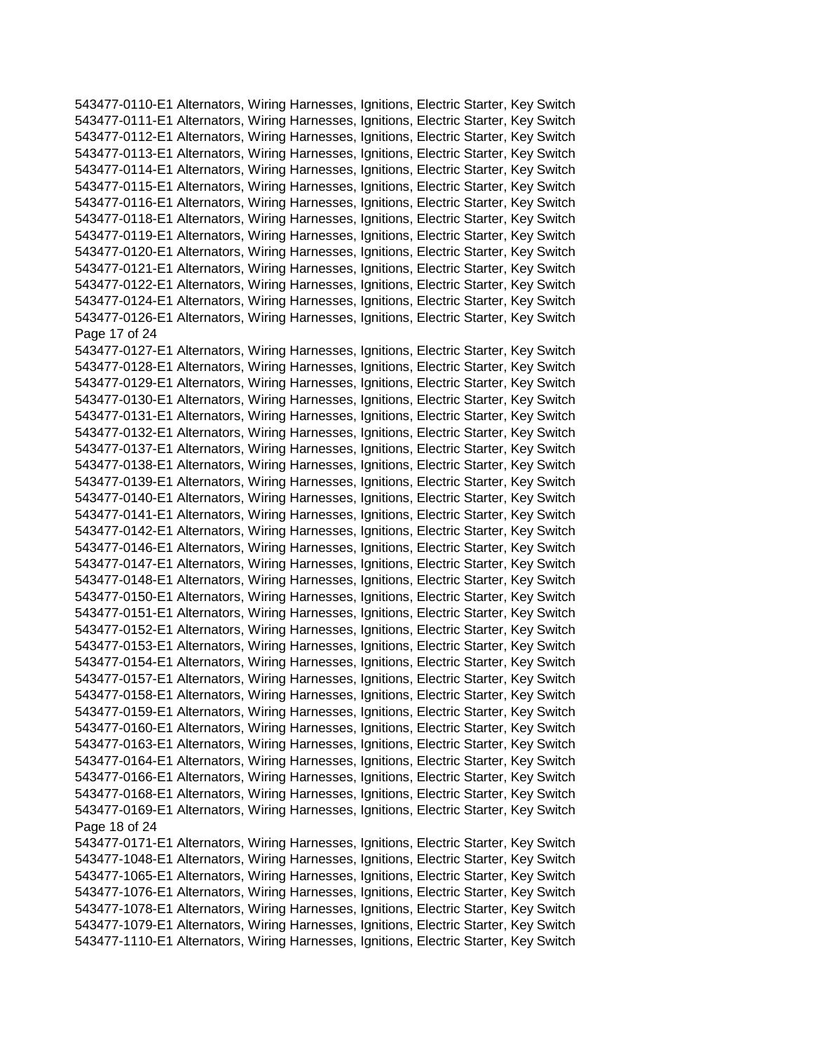543477-0110-E1 Alternators, Wiring Harnesses, Ignitions, Electric Starter, Key Switch
543477-0111-E1 Alternators, Wiring Harnesses, Ignitions, Electric Starter, Key Switch
543477-0112-E1 Alternators, Wiring Harnesses, Ignitions, Electric Starter, Key Switch
543477-0113-E1 Alternators, Wiring Harnesses, Ignitions, Electric Starter, Key Switch
543477-0114-E1 Alternators, Wiring Harnesses, Ignitions, Electric Starter, Key Switch
543477-0115-E1 Alternators, Wiring Harnesses, Ignitions, Electric Starter, Key Switch
543477-0116-E1 Alternators, Wiring Harnesses, Ignitions, Electric Starter, Key Switch
543477-0118-E1 Alternators, Wiring Harnesses, Ignitions, Electric Starter, Key Switch
543477-0119-E1 Alternators, Wiring Harnesses, Ignitions, Electric Starter, Key Switch
543477-0120-E1 Alternators, Wiring Harnesses, Ignitions, Electric Starter, Key Switch
543477-0121-E1 Alternators, Wiring Harnesses, Ignitions, Electric Starter, Key Switch
543477-0122-E1 Alternators, Wiring Harnesses, Ignitions, Electric Starter, Key Switch
543477-0124-E1 Alternators, Wiring Harnesses, Ignitions, Electric Starter, Key Switch
543477-0126-E1 Alternators, Wiring Harnesses, Ignitions, Electric Starter, Key Switch
543477-0127-E1 Alternators, Wiring Harnesses, Ignitions, Electric Starter, Key Switch
543477-0128-E1 Alternators, Wiring Harnesses, Ignitions, Electric Starter, Key Switch
543477-0129-E1 Alternators, Wiring Harnesses, Ignitions, Electric Starter, Key Switch
543477-0130-E1 Alternators, Wiring Harnesses, Ignitions, Electric Starter, Key Switch
543477-0131-E1 Alternators, Wiring Harnesses, Ignitions, Electric Starter, Key Switch
543477-0132-E1 Alternators, Wiring Harnesses, Ignitions, Electric Starter, Key Switch
543477-0137-E1 Alternators, Wiring Harnesses, Ignitions, Electric Starter, Key Switch
543477-0138-E1 Alternators, Wiring Harnesses, Ignitions, Electric Starter, Key Switch
543477-0139-E1 Alternators, Wiring Harnesses, Ignitions, Electric Starter, Key Switch
543477-0140-E1 Alternators, Wiring Harnesses, Ignitions, Electric Starter, Key Switch
543477-0141-E1 Alternators, Wiring Harnesses, Ignitions, Electric Starter, Key Switch
543477-0142-E1 Alternators, Wiring Harnesses, Ignitions, Electric Starter, Key Switch
543477-0146-E1 Alternators, Wiring Harnesses, Ignitions, Electric Starter, Key Switch
543477-0147-E1 Alternators, Wiring Harnesses, Ignitions, Electric Starter, Key Switch
543477-0148-E1 Alternators, Wiring Harnesses, Ignitions, Electric Starter, Key Switch
543477-0150-E1 Alternators, Wiring Harnesses, Ignitions, Electric Starter, Key Switch
543477-0151-E1 Alternators, Wiring Harnesses, Ignitions, Electric Starter, Key Switch
543477-0152-E1 Alternators, Wiring Harnesses, Ignitions, Electric Starter, Key Switch
543477-0153-E1 Alternators, Wiring Harnesses, Ignitions, Electric Starter, Key Switch
543477-0154-E1 Alternators, Wiring Harnesses, Ignitions, Electric Starter, Key Switch
543477-0157-E1 Alternators, Wiring Harnesses, Ignitions, Electric Starter, Key Switch
543477-0158-E1 Alternators, Wiring Harnesses, Ignitions, Electric Starter, Key Switch
543477-0159-E1 Alternators, Wiring Harnesses, Ignitions, Electric Starter, Key Switch
543477-0160-E1 Alternators, Wiring Harnesses, Ignitions, Electric Starter, Key Switch
543477-0163-E1 Alternators, Wiring Harnesses, Ignitions, Electric Starter, Key Switch
543477-0164-E1 Alternators, Wiring Harnesses, Ignitions, Electric Starter, Key Switch
543477-0166-E1 Alternators, Wiring Harnesses, Ignitions, Electric Starter, Key Switch
543477-0168-E1 Alternators, Wiring Harnesses, Ignitions, Electric Starter, Key Switch
543477-0169-E1 Alternators, Wiring Harnesses, Ignitions, Electric Starter, Key Switch
543477-0171-E1 Alternators, Wiring Harnesses, Ignitions, Electric Starter, Key Switch
543477-1048-E1 Alternators, Wiring Harnesses, Ignitions, Electric Starter, Key Switch
543477-1065-E1 Alternators, Wiring Harnesses, Ignitions, Electric Starter, Key Switch
543477-1076-E1 Alternators, Wiring Harnesses, Ignitions, Electric Starter, Key Switch
543477-1078-E1 Alternators, Wiring Harnesses, Ignitions, Electric Starter, Key Switch
543477-1079-E1 Alternators, Wiring Harnesses, Ignitions, Electric Starter, Key Switch
543477-1110-E1 Alternators, Wiring Harnesses, Ignitions, Electric Starter, Key Switch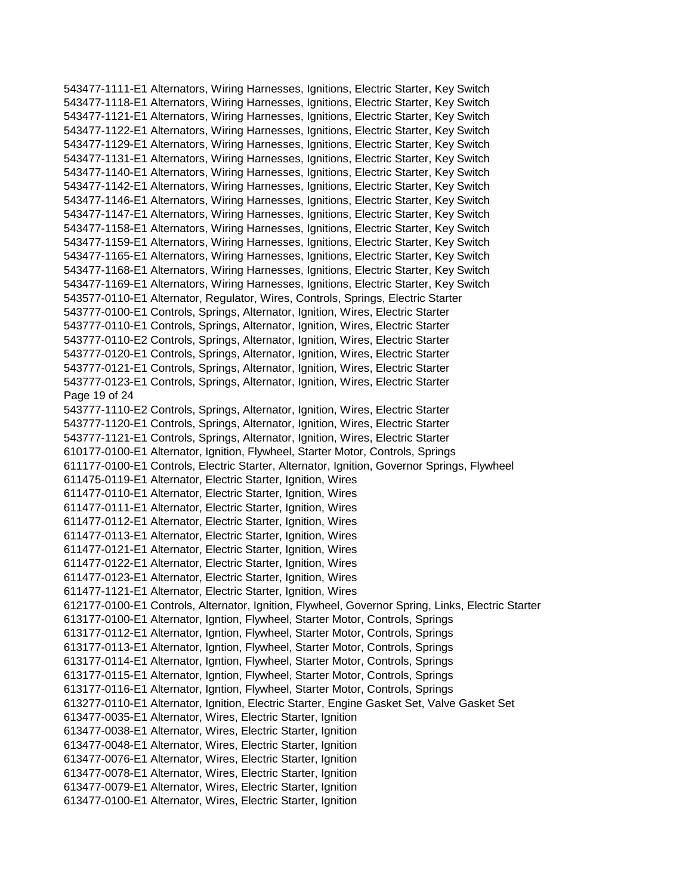543477-1111-E1 Alternators, Wiring Harnesses, Ignitions, Electric Starter, Key Switch
543477-1118-E1 Alternators, Wiring Harnesses, Ignitions, Electric Starter, Key Switch
543477-1121-E1 Alternators, Wiring Harnesses, Ignitions, Electric Starter, Key Switch
543477-1122-E1 Alternators, Wiring Harnesses, Ignitions, Electric Starter, Key Switch
543477-1129-E1 Alternators, Wiring Harnesses, Ignitions, Electric Starter, Key Switch
543477-1131-E1 Alternators, Wiring Harnesses, Ignitions, Electric Starter, Key Switch
543477-1140-E1 Alternators, Wiring Harnesses, Ignitions, Electric Starter, Key Switch
543477-1142-E1 Alternators, Wiring Harnesses, Ignitions, Electric Starter, Key Switch
543477-1146-E1 Alternators, Wiring Harnesses, Ignitions, Electric Starter, Key Switch
543477-1147-E1 Alternators, Wiring Harnesses, Ignitions, Electric Starter, Key Switch
543477-1158-E1 Alternators, Wiring Harnesses, Ignitions, Electric Starter, Key Switch
543477-1159-E1 Alternators, Wiring Harnesses, Ignitions, Electric Starter, Key Switch
543477-1165-E1 Alternators, Wiring Harnesses, Ignitions, Electric Starter, Key Switch
543477-1168-E1 Alternators, Wiring Harnesses, Ignitions, Electric Starter, Key Switch
543477-1169-E1 Alternators, Wiring Harnesses, Ignitions, Electric Starter, Key Switch
543577-0110-E1 Alternator, Regulator, Wires, Controls, Springs, Electric Starter
543777-0100-E1 Controls, Springs, Alternator, Ignition, Wires, Electric Starter
543777-0110-E1 Controls, Springs, Alternator, Ignition, Wires, Electric Starter
543777-0110-E2 Controls, Springs, Alternator, Ignition, Wires, Electric Starter
543777-0120-E1 Controls, Springs, Alternator, Ignition, Wires, Electric Starter
543777-0121-E1 Controls, Springs, Alternator, Ignition, Wires, Electric Starter
543777-0123-E1 Controls, Springs, Alternator, Ignition, Wires, Electric Starter
543777-1110-E2 Controls, Springs, Alternator, Ignition, Wires, Electric Starter
543777-1120-E1 Controls, Springs, Alternator, Ignition, Wires, Electric Starter
543777-1121-E1 Controls, Springs, Alternator, Ignition, Wires, Electric Starter
610177-0100-E1 Alternator, Ignition, Flywheel, Starter Motor, Controls, Springs
611177-0100-E1 Controls, Electric Starter, Alternator, Ignition, Governor Springs, Flywheel
611475-0119-E1 Alternator, Electric Starter, Ignition, Wires
611477-0110-E1 Alternator, Electric Starter, Ignition, Wires
611477-0111-E1 Alternator, Electric Starter, Ignition, Wires
611477-0112-E1 Alternator, Electric Starter, Ignition, Wires
611477-0113-E1 Alternator, Electric Starter, Ignition, Wires
611477-0121-E1 Alternator, Electric Starter, Ignition, Wires
611477-0122-E1 Alternator, Electric Starter, Ignition, Wires
611477-0123-E1 Alternator, Electric Starter, Ignition, Wires
611477-1121-E1 Alternator, Electric Starter, Ignition, Wires
612177-0100-E1 Controls, Alternator, Ignition, Flywheel, Governor Spring, Links, Electric Starter
613177-0100-E1 Alternator, Igntion, Flywheel, Starter Motor, Controls, Springs
613177-0112-E1 Alternator, Igntion, Flywheel, Starter Motor, Controls, Springs
613177-0113-E1 Alternator, Igntion, Flywheel, Starter Motor, Controls, Springs
613177-0114-E1 Alternator, Igntion, Flywheel, Starter Motor, Controls, Springs
613177-0115-E1 Alternator, Igntion, Flywheel, Starter Motor, Controls, Springs
613177-0116-E1 Alternator, Igntion, Flywheel, Starter Motor, Controls, Springs
613277-0110-E1 Alternator, Ignition, Electric Starter, Engine Gasket Set, Valve Gasket Set
613477-0035-E1 Alternator, Wires, Electric Starter, Ignition
613477-0038-E1 Alternator, Wires, Electric Starter, Ignition
613477-0048-E1 Alternator, Wires, Electric Starter, Ignition
613477-0076-E1 Alternator, Wires, Electric Starter, Ignition
613477-0078-E1 Alternator, Wires, Electric Starter, Ignition
613477-0079-E1 Alternator, Wires, Electric Starter, Ignition
613477-0100-E1 Alternator, Wires, Electric Starter, Ignition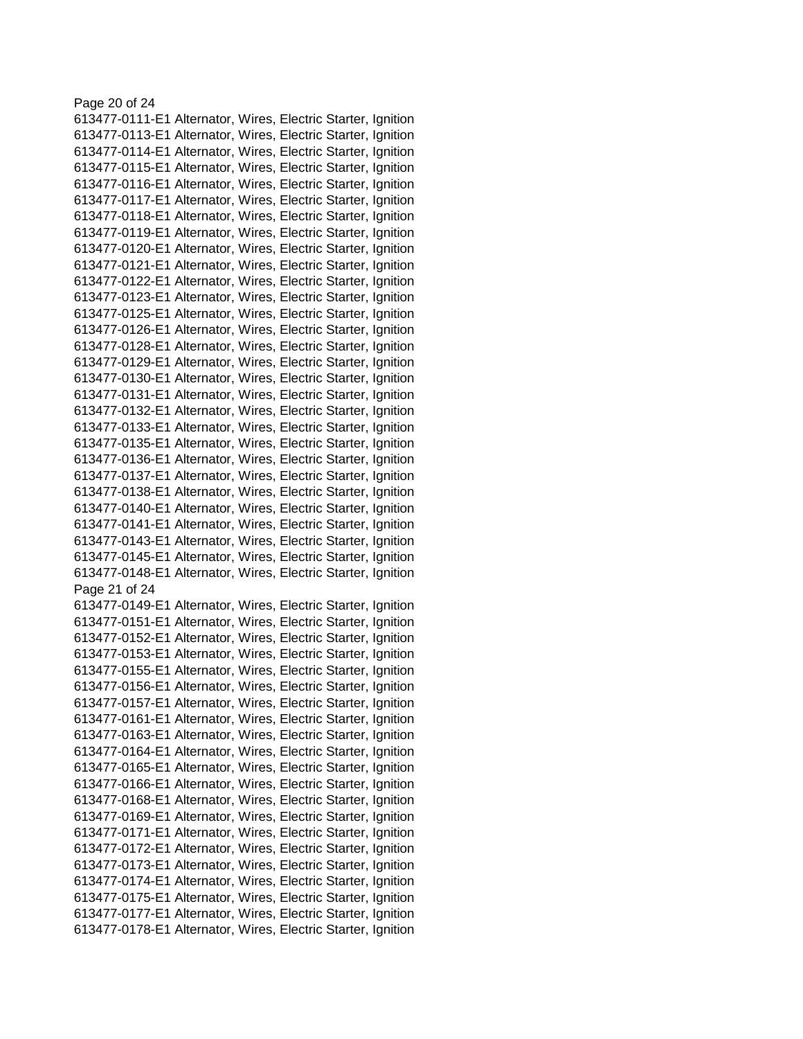613477-0111-E1 Alternator, Wires, Electric Starter, Ignition
613477-0113-E1 Alternator, Wires, Electric Starter, Ignition
613477-0114-E1 Alternator, Wires, Electric Starter, Ignition
613477-0115-E1 Alternator, Wires, Electric Starter, Ignition
613477-0116-E1 Alternator, Wires, Electric Starter, Ignition
613477-0117-E1 Alternator, Wires, Electric Starter, Ignition
613477-0118-E1 Alternator, Wires, Electric Starter, Ignition
613477-0119-E1 Alternator, Wires, Electric Starter, Ignition
613477-0120-E1 Alternator, Wires, Electric Starter, Ignition
613477-0121-E1 Alternator, Wires, Electric Starter, Ignition
613477-0122-E1 Alternator, Wires, Electric Starter, Ignition
613477-0123-E1 Alternator, Wires, Electric Starter, Ignition
613477-0125-E1 Alternator, Wires, Electric Starter, Ignition
613477-0126-E1 Alternator, Wires, Electric Starter, Ignition
613477-0128-E1 Alternator, Wires, Electric Starter, Ignition
613477-0129-E1 Alternator, Wires, Electric Starter, Ignition
613477-0130-E1 Alternator, Wires, Electric Starter, Ignition
613477-0131-E1 Alternator, Wires, Electric Starter, Ignition
613477-0132-E1 Alternator, Wires, Electric Starter, Ignition
613477-0133-E1 Alternator, Wires, Electric Starter, Ignition
613477-0135-E1 Alternator, Wires, Electric Starter, Ignition
613477-0136-E1 Alternator, Wires, Electric Starter, Ignition
613477-0137-E1 Alternator, Wires, Electric Starter, Ignition
613477-0138-E1 Alternator, Wires, Electric Starter, Ignition
613477-0140-E1 Alternator, Wires, Electric Starter, Ignition
613477-0141-E1 Alternator, Wires, Electric Starter, Ignition
613477-0143-E1 Alternator, Wires, Electric Starter, Ignition
613477-0145-E1 Alternator, Wires, Electric Starter, Ignition
613477-0148-E1 Alternator, Wires, Electric Starter, Ignition
613477-0149-E1 Alternator, Wires, Electric Starter, Ignition
613477-0151-E1 Alternator, Wires, Electric Starter, Ignition
613477-0152-E1 Alternator, Wires, Electric Starter, Ignition
613477-0153-E1 Alternator, Wires, Electric Starter, Ignition
613477-0155-E1 Alternator, Wires, Electric Starter, Ignition
613477-0156-E1 Alternator, Wires, Electric Starter, Ignition
613477-0157-E1 Alternator, Wires, Electric Starter, Ignition
613477-0161-E1 Alternator, Wires, Electric Starter, Ignition
613477-0163-E1 Alternator, Wires, Electric Starter, Ignition
613477-0164-E1 Alternator, Wires, Electric Starter, Ignition
613477-0165-E1 Alternator, Wires, Electric Starter, Ignition
613477-0166-E1 Alternator, Wires, Electric Starter, Ignition
613477-0168-E1 Alternator, Wires, Electric Starter, Ignition
613477-0169-E1 Alternator, Wires, Electric Starter, Ignition
613477-0171-E1 Alternator, Wires, Electric Starter, Ignition
613477-0172-E1 Alternator, Wires, Electric Starter, Ignition
613477-0173-E1 Alternator, Wires, Electric Starter, Ignition
613477-0174-E1 Alternator, Wires, Electric Starter, Ignition
613477-0175-E1 Alternator, Wires, Electric Starter, Ignition
613477-0177-E1 Alternator, Wires, Electric Starter, Ignition
613477-0178-E1 Alternator, Wires, Electric Starter, Ignition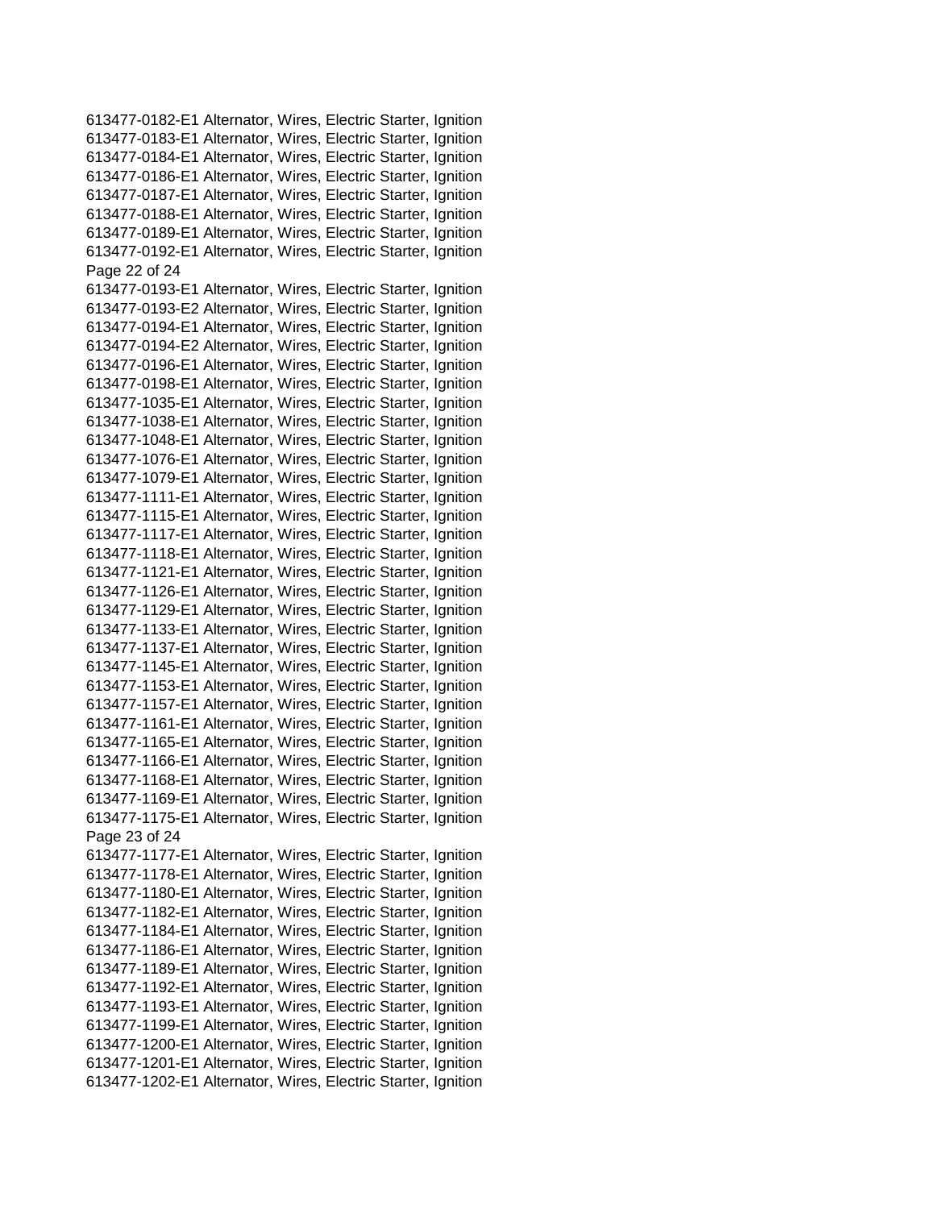613477-0182-E1 Alternator, Wires, Electric Starter, Ignition
613477-0183-E1 Alternator, Wires, Electric Starter, Ignition
613477-0184-E1 Alternator, Wires, Electric Starter, Ignition
613477-0186-E1 Alternator, Wires, Electric Starter, Ignition
613477-0187-E1 Alternator, Wires, Electric Starter, Ignition
613477-0188-E1 Alternator, Wires, Electric Starter, Ignition
613477-0189-E1 Alternator, Wires, Electric Starter, Ignition
613477-0192-E1 Alternator, Wires, Electric Starter, Ignition
613477-0193-E1 Alternator, Wires, Electric Starter, Ignition
613477-0193-E2 Alternator, Wires, Electric Starter, Ignition
613477-0194-E1 Alternator, Wires, Electric Starter, Ignition
613477-0194-E2 Alternator, Wires, Electric Starter, Ignition
613477-0196-E1 Alternator, Wires, Electric Starter, Ignition
613477-0198-E1 Alternator, Wires, Electric Starter, Ignition
613477-1035-E1 Alternator, Wires, Electric Starter, Ignition
613477-1038-E1 Alternator, Wires, Electric Starter, Ignition
613477-1048-E1 Alternator, Wires, Electric Starter, Ignition
613477-1076-E1 Alternator, Wires, Electric Starter, Ignition
613477-1079-E1 Alternator, Wires, Electric Starter, Ignition
613477-1111-E1 Alternator, Wires, Electric Starter, Ignition
613477-1115-E1 Alternator, Wires, Electric Starter, Ignition
613477-1117-E1 Alternator, Wires, Electric Starter, Ignition
613477-1118-E1 Alternator, Wires, Electric Starter, Ignition
613477-1121-E1 Alternator, Wires, Electric Starter, Ignition
613477-1126-E1 Alternator, Wires, Electric Starter, Ignition
613477-1129-E1 Alternator, Wires, Electric Starter, Ignition
613477-1133-E1 Alternator, Wires, Electric Starter, Ignition
613477-1137-E1 Alternator, Wires, Electric Starter, Ignition
613477-1145-E1 Alternator, Wires, Electric Starter, Ignition
613477-1153-E1 Alternator, Wires, Electric Starter, Ignition
613477-1157-E1 Alternator, Wires, Electric Starter, Ignition
613477-1161-E1 Alternator, Wires, Electric Starter, Ignition
613477-1165-E1 Alternator, Wires, Electric Starter, Ignition
613477-1166-E1 Alternator, Wires, Electric Starter, Ignition
613477-1168-E1 Alternator, Wires, Electric Starter, Ignition
613477-1169-E1 Alternator, Wires, Electric Starter, Ignition
613477-1175-E1 Alternator, Wires, Electric Starter, Ignition
613477-1177-E1 Alternator, Wires, Electric Starter, Ignition
613477-1178-E1 Alternator, Wires, Electric Starter, Ignition
613477-1180-E1 Alternator, Wires, Electric Starter, Ignition
613477-1182-E1 Alternator, Wires, Electric Starter, Ignition
613477-1184-E1 Alternator, Wires, Electric Starter, Ignition
613477-1186-E1 Alternator, Wires, Electric Starter, Ignition
613477-1189-E1 Alternator, Wires, Electric Starter, Ignition
613477-1192-E1 Alternator, Wires, Electric Starter, Ignition
613477-1193-E1 Alternator, Wires, Electric Starter, Ignition
613477-1199-E1 Alternator, Wires, Electric Starter, Ignition
613477-1200-E1 Alternator, Wires, Electric Starter, Ignition
613477-1201-E1 Alternator, Wires, Electric Starter, Ignition
613477-1202-E1 Alternator, Wires, Electric Starter, Ignition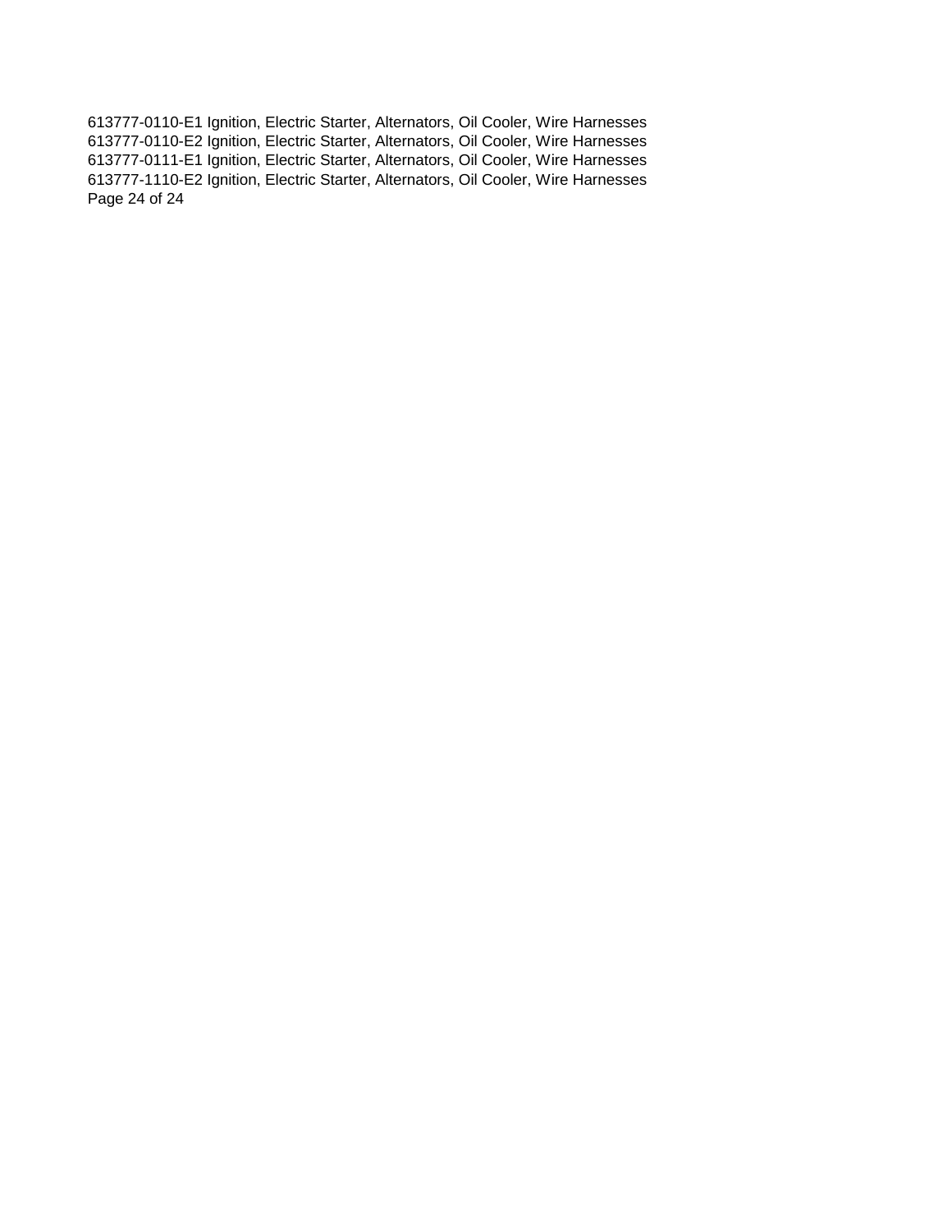613777-0110-E1 Ignition, Electric Starter, Alternators, Oil Cooler, Wire Harnesses
613777-0110-E2 Ignition, Electric Starter, Alternators, Oil Cooler, Wire Harnesses
613777-0111-E1 Ignition, Electric Starter, Alternators, Oil Cooler, Wire Harnesses
613777-1110-E2 Ignition, Electric Starter, Alternators, Oil Cooler, Wire Harnesses